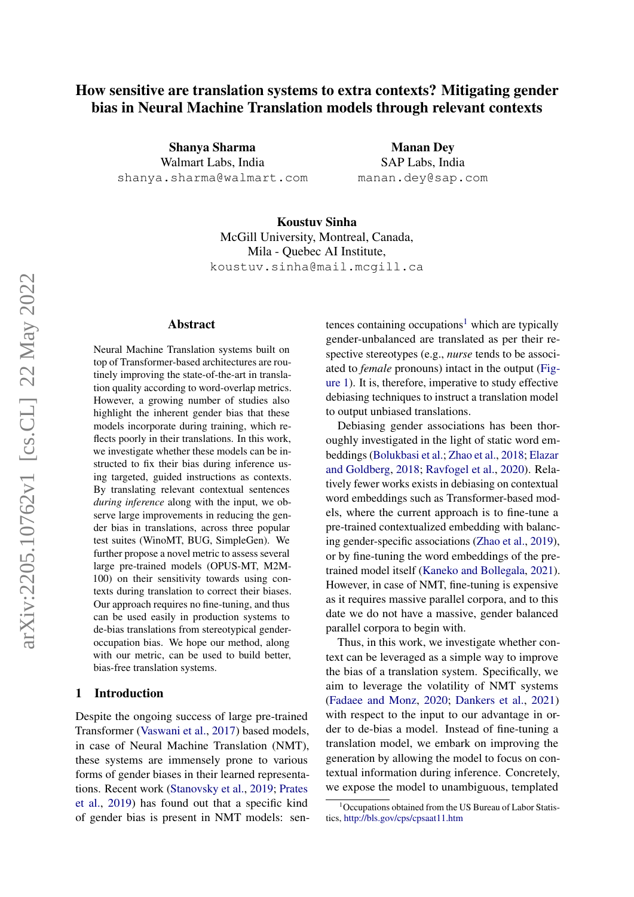# How sensitive are translation systems to extra contexts? Mitigating gender bias in Neural Machine Translation models through relevant contexts

**Shanya Sharma**
Walmart Labs, India
shanya.sharma@walmart.com

**Manan Dey**
SAP Labs, India
manan.dey@sap.com

**Koustuv Sinha**
McGill University, Montreal, Canada,
Mila - Quebec AI Institute,
koustuv.sinha@mail.mcgill.ca

## Abstract

Neural Machine Translation systems built on top of Transformer-based architectures are routinely improving the state-of-the-art in translation quality according to word-overlap metrics. However, a growing number of studies also highlight the inherent gender bias that these models incorporate during training, which reflects poorly in their translations. In this work, we investigate whether these models can be instructed to fix their bias during inference using targeted, guided instructions as contexts. By translating relevant contextual sentences *during inference* along with the input, we observe large improvements in reducing the gender bias in translations, across three popular test suites (WinoMT, BUG, SimpleGen). We further propose a novel metric to assess several large pre-trained models (OPUS-MT, M2M-100) on their sensitivity towards using contexts during translation to correct their biases. Our approach requires no fine-tuning, and thus can be used easily in production systems to de-bias translations from stereotypical gender-occupation bias. We hope our method, along with our metric, can be used to build better, bias-free translation systems.

## 1 Introduction

Despite the ongoing success of large pre-trained Transformer (Vaswani et al., 2017) based models, in case of Neural Machine Translation (NMT), these systems are immensely prone to various forms of gender biases in their learned representations. Recent work (Stanovsky et al., 2019; Prates et al., 2019) has found out that a specific kind of gender bias is present in NMT models: sentences containing occupations[1] which are typically gender-unbalanced are translated as per their respective stereotypes (e.g., *nurse* tends to be associated to *female* pronouns) intact in the output (Figure 1). It is, therefore, imperative to study effective debiasing techniques to instruct a translation model to output unbiased translations.

Debiasing gender associations has been thoroughly investigated in the light of static word embeddings (Bolukbasi et al.; Zhao et al., 2018; Elazar and Goldberg, 2018; Ravfogel et al., 2020). Relatively fewer works exists in debiasing on contextual word embeddings such as Transformer-based models, where the current approach is to fine-tune a pre-trained contextualized embedding with balancing gender-specific associations (Zhao et al., 2019), or by fine-tuning the word embeddings of the pre-trained model itself (Kaneko and Bollegala, 2021). However, in case of NMT, fine-tuning is expensive as it requires massive parallel corpora, and to this date we do not have a massive, gender balanced parallel corpora to begin with.

Thus, in this work, we investigate whether context can be leveraged as a simple way to improve the bias of a translation system. Specifically, we aim to leverage the volatility of NMT systems (Fadaee and Monz, 2020; Dankers et al., 2021) with respect to the input to our advantage in order to de-bias a model. Instead of fine-tuning a translation model, we embark on improving the generation by allowing the model to focus on contextual information during inference. Concretely, we expose the model to unambiguous, templated

[1] Occupations obtained from the US Bureau of Labor Statistics, http://bls.gov/cps/cpsaat11.htm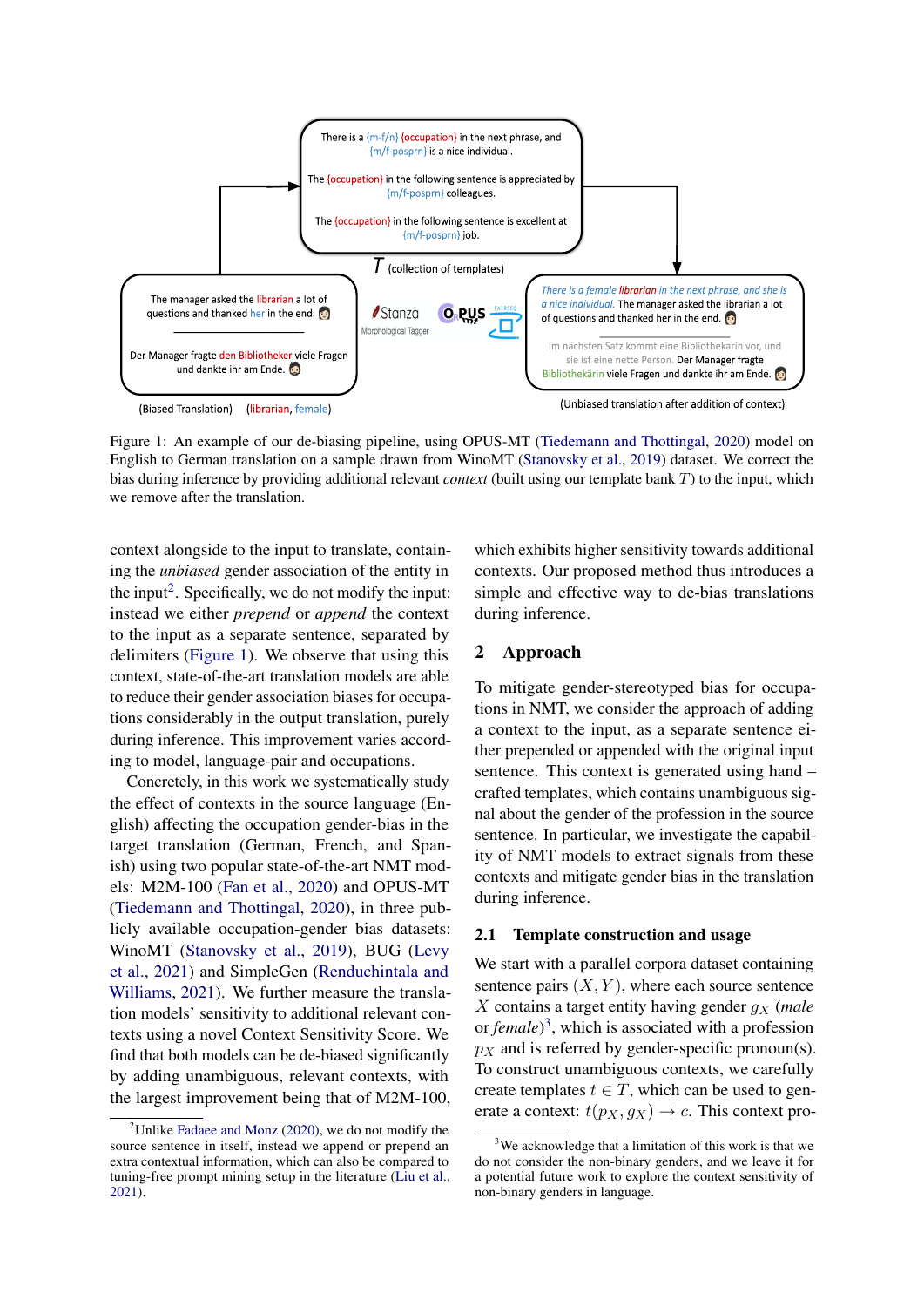There is a {m-f/n} {occupation} in the next phrase, and {m/f-posprn} is a nice individual.

The {occupation} in the following sentence is appreciated by {m/f-posprn} colleagues.

The {occupation} in the following sentence is excellent at {m/f-posprn} job.

$T$ (collection of templates)

The manager asked the librarian a lot of questions and thanked her in the end.

Der Manager fragte den Bibliotheker viele Fragen und dankte ihr am Ende.

(Biased Translation) (librarian, female)

Stanza Morphological Tagger

OPUS MT FAIRSEQ

*There is a female librarian in the next phrase, and she is a nice individual.* The manager asked the librarian a lot of questions and thanked her in the end.

Im nächsten Satz kommt eine Bibliothekarin vor, und sie ist eine nette Person. Der Manager fragte Bibliothekärin viele Fragen und dankte ihr am Ende.

(Unbiased translation after addition of context)

Figure 1: An example of our de-biasing pipeline, using OPUS-MT (Tiedemann and Thottingal, 2020) model on English to German translation on a sample drawn from WinoMT (Stanovsky et al., 2019) dataset. We correct the bias during inference by providing additional relevant *context* (built using our template bank $T$) to the input, which we remove after the translation.

context alongside to the input to translate, containing the *unbiased* gender association of the entity in the input[2]. Specifically, we do not modify the input: instead we either *prepend* or *append* the context to the input as a separate sentence, separated by delimiters (Figure 1). We observe that using this context, state-of-the-art translation models are able to reduce their gender association biases for occupations considerably in the output translation, purely during inference. This improvement varies according to model, language-pair and occupations.

Concretely, in this work we systematically study the effect of contexts in the source language (English) affecting the occupation gender-bias in the target translation (German, French, and Spanish) using two popular state-of-the-art NMT models: M2M-100 (Fan et al., 2020) and OPUS-MT (Tiedemann and Thottingal, 2020), in three publicly available occupation-gender bias datasets: WinoMT (Stanovsky et al., 2019), BUG (Levy et al., 2021) and SimpleGen (Renduchintala and Williams, 2021). We further measure the translation models' sensitivity to additional relevant contexts using a novel Context Sensitivity Score. We find that both models can be de-biased significantly by adding unambiguous, relevant contexts, with the largest improvement being that of M2M-100, which exhibits higher sensitivity towards additional contexts. Our proposed method thus introduces a simple and effective way to de-bias translations during inference.

[2] Unlike Fadaee and Monz (2020), we do not modify the source sentence in itself, instead we append or prepend an extra contextual information, which can also be compared to tuning-free prompt mining setup in the literature (Liu et al., 2021).

## 2 Approach

To mitigate gender-stereotyped bias for occupations in NMT, we consider the approach of adding a context to the input, as a separate sentence either prepended or appended with the original input sentence. This context is generated using hand – crafted templates, which contains unambiguous signal about the gender of the profession in the source sentence. In particular, we investigate the capability of NMT models to extract signals from these contexts and mitigate gender bias in the translation during inference.

### 2.1 Template construction and usage

We start with a parallel corpora dataset containing sentence pairs $(X, Y)$, where each source sentence $X$ contains a target entity having gender $g_X$ (*male* or *female*)[3], which is associated with a profession $p_X$ and is referred by gender-specific pronoun(s). To construct unambiguous contexts, we carefully create templates $t \in T$, which can be used to generate a context: $t(p_X, g_X) \rightarrow c$. This context pro-

[3] We acknowledge that a limitation of this work is that we do not consider the non-binary genders, and we leave it for a potential future work to explore the context sensitivity of non-binary genders in language.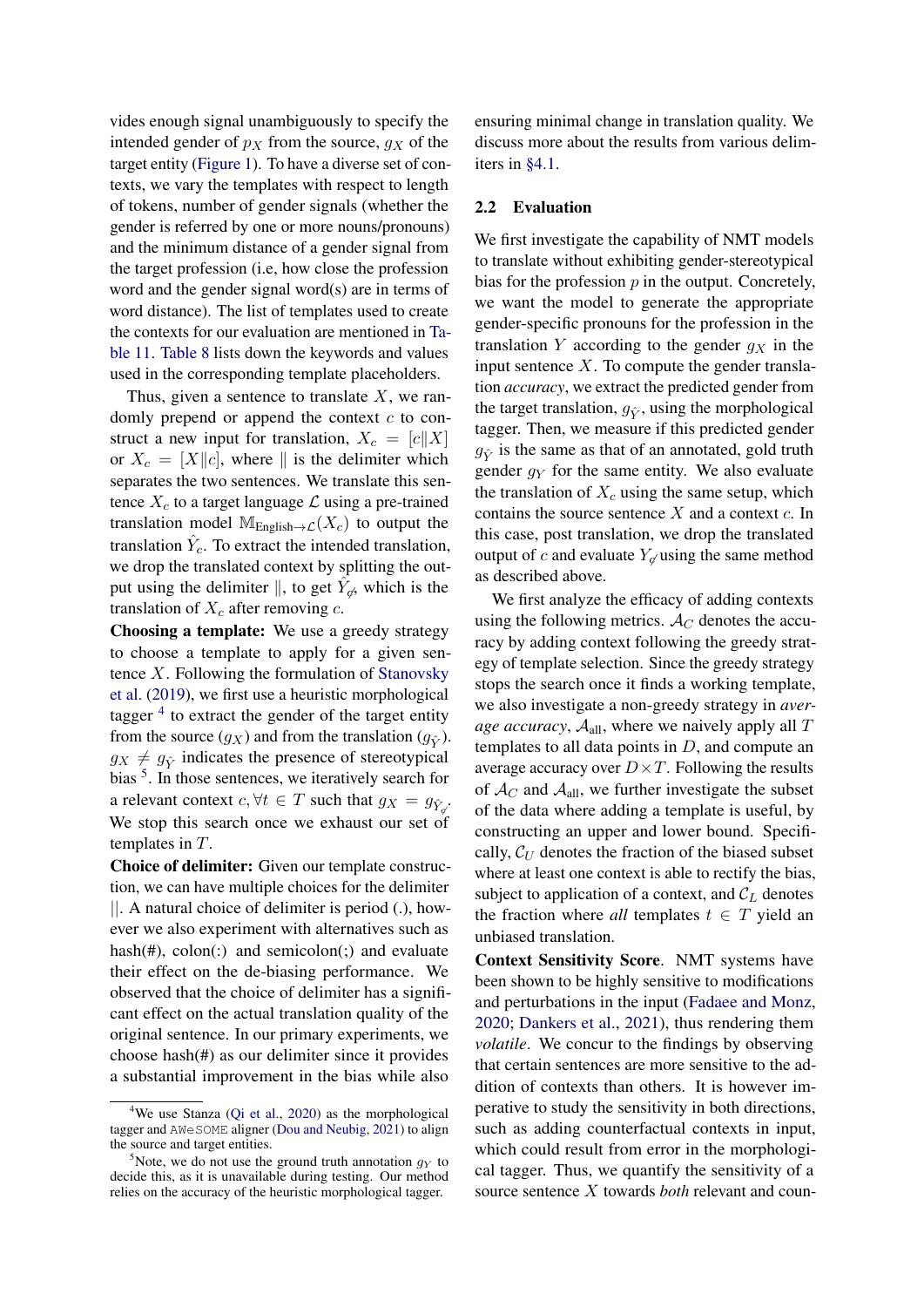vides enough signal unambiguously to specify the intended gender of $p_X$ from the source, $g_X$ of the target entity (Figure 1). To have a diverse set of contexts, we vary the templates with respect to length of tokens, number of gender signals (whether the gender is referred by one or more nouns/pronouns) and the minimum distance of a gender signal from the target profession (i.e, how close the profession word and the gender signal word(s) are in terms of word distance). The list of templates used to create the contexts for our evaluation are mentioned in Table 11. Table 8 lists down the keywords and values used in the corresponding template placeholders.

Thus, given a sentence to translate $X$, we randomly prepend or append the context $c$ to construct a new input for translation, $X_c = [c \| X]$ or $X_c = [X \| c]$, where $\|$ is the delimiter which separates the two sentences. We translate this sentence $X_c$ to a target language $\mathcal{L}$ using a pre-trained translation model $\mathbb{M}_{\text{English}\rightarrow\mathcal{L}}(X_c)$ to output the translation $\hat{Y}_c$. To extract the intended translation, we drop the translated context by splitting the output using the delimiter $\|$, to get $\hat{Y}_{\not{c}}$, which is the translation of $X_c$ after removing $c$.

**Choosing a template:** We use a greedy strategy to choose a template to apply for a given sentence $X$. Following the formulation of Stanovsky et al. (2019), we first use a heuristic morphological tagger [4] to extract the gender of the target entity from the source ($g_X$) and from the translation ($g_{\hat{Y}}$). $g_X \neq g_{\hat{Y}}$ indicates the presence of stereotypical bias [5]. In those sentences, we iteratively search for a relevant context $c, \forall t \in T$ such that $g_X = g_{\hat{Y}_{\not{c}}}$. We stop this search once we exhaust our set of templates in $T$.

**Choice of delimiter:** Given our template construction, we can have multiple choices for the delimiter $\|$. A natural choice of delimiter is period (.), however we also experiment with alternatives such as hash(#), colon(:) and semicolon(;) and evaluate their effect on the de-biasing performance. We observed that the choice of delimiter has a significant effect on the actual translation quality of the original sentence. In our primary experiments, we choose hash(#) as our delimiter since it provides a substantial improvement in the bias while also ensuring minimal change in translation quality. We discuss more about the results from various delimiters in §4.1.

### 2.2 Evaluation

We first investigate the capability of NMT models to translate without exhibiting gender-stereotypical bias for the profession $p$ in the output. Concretely, we want the model to generate the appropriate gender-specific pronouns for the profession in the translation $Y$ according to the gender $g_X$ in the input sentence $X$. To compute the gender translation *accuracy*, we extract the predicted gender from the target translation, $g_{\hat{Y}}$, using the morphological tagger. Then, we measure if this predicted gender $g_{\hat{Y}}$ is the same as that of an annotated, gold truth gender $g_Y$ for the same entity. We also evaluate the translation of $X_c$ using the same setup, which contains the source sentence $X$ and a context $c$. In this case, post translation, we drop the translated output of $c$ and evaluate $Y_{\not{c}}$ using the same method as described above.

We first analyze the efficacy of adding contexts using the following metrics. $\mathcal{A}_C$ denotes the accuracy by adding context following the greedy strategy of template selection. Since the greedy strategy stops the search once it finds a working template, we also investigate a non-greedy strategy in *average accuracy*, $\mathcal{A}_{\text{all}}$, where we naively apply all $T$ templates to all data points in $D$, and compute an average accuracy over $D \times T$. Following the results of $\mathcal{A}_C$ and $\mathcal{A}_{\text{all}}$, we further investigate the subset of the data where adding a template is useful, by constructing an upper and lower bound. Specifically, $\mathcal{C}_U$ denotes the fraction of the biased subset where at least one context is able to rectify the bias, subject to application of a context, and $\mathcal{C}_L$ denotes the fraction where *all* templates $t \in T$ yield an unbiased translation.

**Context Sensitivity Score**. NMT systems have been shown to be highly sensitive to modifications and perturbations in the input (Fadaee and Monz, 2020; Dankers et al., 2021), thus rendering them *volatile*. We concur to the findings by observing that certain sentences are more sensitive to the addition of contexts than others. It is however imperative to study the sensitivity in both directions, such as adding counterfactual contexts in input, which could result from error in the morphological tagger. Thus, we quantify the sensitivity of a source sentence $X$ towards *both* relevant and coun-

[4] We use Stanza (Qi et al., 2020) as the morphological tagger and `AWeSOME` aligner (Dou and Neubig, 2021) to align the source and target entities.

[5] Note, we do not use the ground truth annotation $g_Y$ to decide this, as it is unavailable during testing. Our method relies on the accuracy of the heuristic morphological tagger.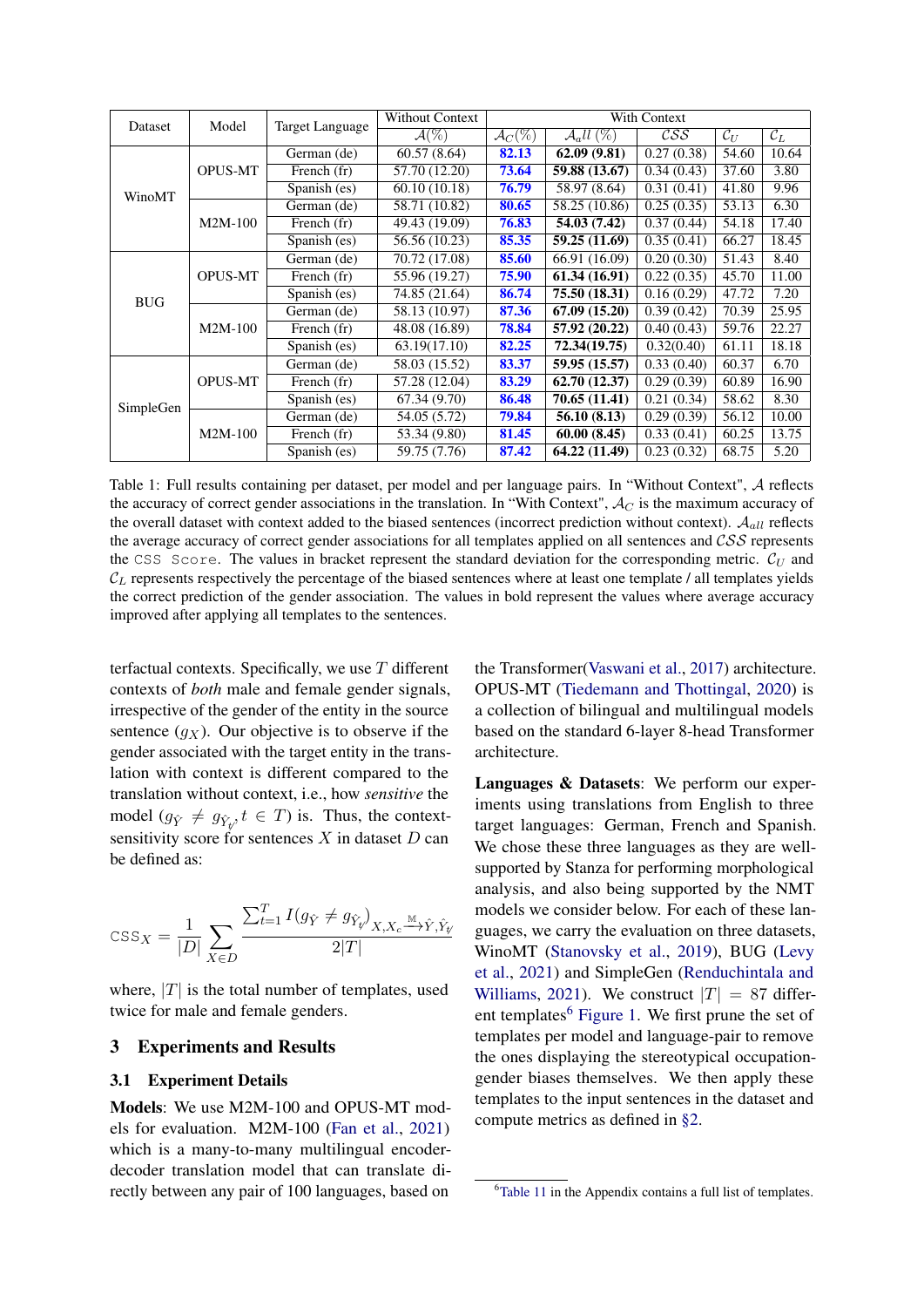| Dataset | Model | Target Language | Without Context | With Context | | | | |
|---|---|---|---|---|---|---|---|---|
| | | | $\mathcal{A}(\%)$ | $\mathcal{A}_C(\%)$ | $\mathcal{A}_all$ (%) | $\mathcal{CSS}$ | $\mathcal{C}_U$ | $\mathcal{C}_L$ |
| WinoMT | OPUS-MT | German (de) | 60.57 (8.64) | **82.13** | **62.09 (9.81)** | 0.27 (0.38) | 54.60 | 10.64 |
| | | French (fr) | 57.70 (12.20) | **73.64** | **59.88 (13.67)** | 0.34 (0.43) | 37.60 | 3.80 |
| | | Spanish (es) | 60.10 (10.18) | **76.79** | 58.97 (8.64) | 0.31 (0.41) | 41.80 | 9.96 |
| | M2M-100 | German (de) | 58.71 (10.82) | **80.65** | 58.25 (10.86) | 0.25 (0.35) | 53.13 | 6.30 |
| | | French (fr) | 49.43 (19.09) | **76.83** | **54.03 (7.42)** | 0.37 (0.44) | 54.18 | 17.40 |
| | | Spanish (es) | 56.56 (10.23) | **85.35** | **59.25 (11.69)** | 0.35 (0.41) | 66.27 | 18.45 |
| BUG | OPUS-MT | German (de) | 70.72 (17.08) | **85.60** | 66.91 (16.09) | 0.20 (0.30) | 51.43 | 8.40 |
| | | French (fr) | 55.96 (19.27) | **75.90** | **61.34 (16.91)** | 0.22 (0.35) | 45.70 | 11.00 |
| | | Spanish (es) | 74.85 (21.64) | **86.74** | **75.50 (18.31)** | 0.16 (0.29) | 47.72 | 7.20 |
| | M2M-100 | German (de) | 58.13 (10.97) | **87.36** | **67.09 (15.20)** | 0.39 (0.42) | 70.39 | 25.95 |
| | | French (fr) | 48.08 (16.89) | **78.84** | **57.92 (20.22)** | 0.40 (0.43) | 59.76 | 22.27 |
| | | Spanish (es) | 63.19(17.10) | **82.25** | **72.34(19.75)** | 0.32(0.40) | 61.11 | 18.18 |
| SimpleGen | OPUS-MT | German (de) | 58.03 (15.52) | **83.37** | **59.95 (15.57)** | 0.33 (0.40) | 60.37 | 6.70 |
| | | French (fr) | 57.28 (12.04) | **83.29** | **62.70 (12.37)** | 0.29 (0.39) | 60.89 | 16.90 |
| | | Spanish (es) | 67.34 (9.70) | **86.48** | **70.65 (11.41)** | 0.21 (0.34) | 58.62 | 8.30 |
| | M2M-100 | German (de) | 54.05 (5.72) | **79.84** | **56.10 (8.13)** | 0.29 (0.39) | 56.12 | 10.00 |
| | | French (fr) | 53.34 (9.80) | **81.45** | **60.00 (8.45)** | 0.33 (0.41) | 60.25 | 13.75 |
| | | Spanish (es) | 59.75 (7.76) | **87.42** | **64.22 (11.49)** | 0.23 (0.32) | 68.75 | 5.20 |

Table 1: Full results containing per dataset, per model and per language pairs. In "Without Context", $\mathcal{A}$ reflects the accuracy of correct gender associations in the translation. In "With Context", $\mathcal{A}_C$ is the maximum accuracy of the overall dataset with context added to the biased sentences (incorrect prediction without context). $\mathcal{A}_{all}$ reflects the average accuracy of correct gender associations for all templates applied on all sentences and $\mathcal{CSS}$ represents the CSS Score. The values in bracket represent the standard deviation for the corresponding metric. $\mathcal{C}_U$ and $\mathcal{C}_L$ represents respectively the percentage of the biased sentences where at least one template / all templates yields the correct prediction of the gender association. The values in bold represent the values where average accuracy improved after applying all templates to the sentences.

terfactual contexts. Specifically, we use $T$ different contexts of *both* male and female gender signals, irrespective of the gender of the entity in the source sentence ($g_X$). Our objective is to observe if the gender associated with the target entity in the translation with context is different compared to the translation without context, i.e., how *sensitive* the model ($g_{\hat{Y}} \neq g_{\hat{Y}_t'}, t \in T$) is. Thus, the context-sensitivity score for sentences $X$ in dataset $D$ can be defined as:

$$\texttt{CSS}_X = \frac{1}{|D|} \sum_{X \in D} \frac{\sum_{t=1}^{T} I(g_{\hat{Y}} \neq g_{\hat{Y}_t'})_{X, X_c \xrightarrow{\mathbb{M}} \hat{Y}, \hat{Y}_t'}}{2|T|}$$

where, $|T|$ is the total number of templates, used twice for male and female genders.

## 3 Experiments and Results

### 3.1 Experiment Details

**Models**: We use M2M-100 and OPUS-MT models for evaluation. M2M-100 (Fan et al., 2021) which is a many-to-many multilingual encoder-decoder translation model that can translate directly between any pair of 100 languages, based on the Transformer(Vaswani et al., 2017) architecture. OPUS-MT (Tiedemann and Thottingal, 2020) is a collection of bilingual and multilingual models based on the standard 6-layer 8-head Transformer architecture.

**Languages & Datasets**: We perform our experiments using translations from English to three target languages: German, French and Spanish. We chose these three languages as they are well-supported by Stanza for performing morphological analysis, and also being supported by the NMT models we consider below. For each of these languages, we carry the evaluation on three datasets, WinoMT (Stanovsky et al., 2019), BUG (Levy et al., 2021) and SimpleGen (Renduchintala and Williams, 2021). We construct $|T| = 87$ different templates[6] Figure 1. We first prune the set of templates per model and language-pair to remove the ones displaying the stereotypical occupation-gender biases themselves. We then apply these templates to the input sentences in the dataset and compute metrics as defined in §2.

[6] Table 11 in the Appendix contains a full list of templates.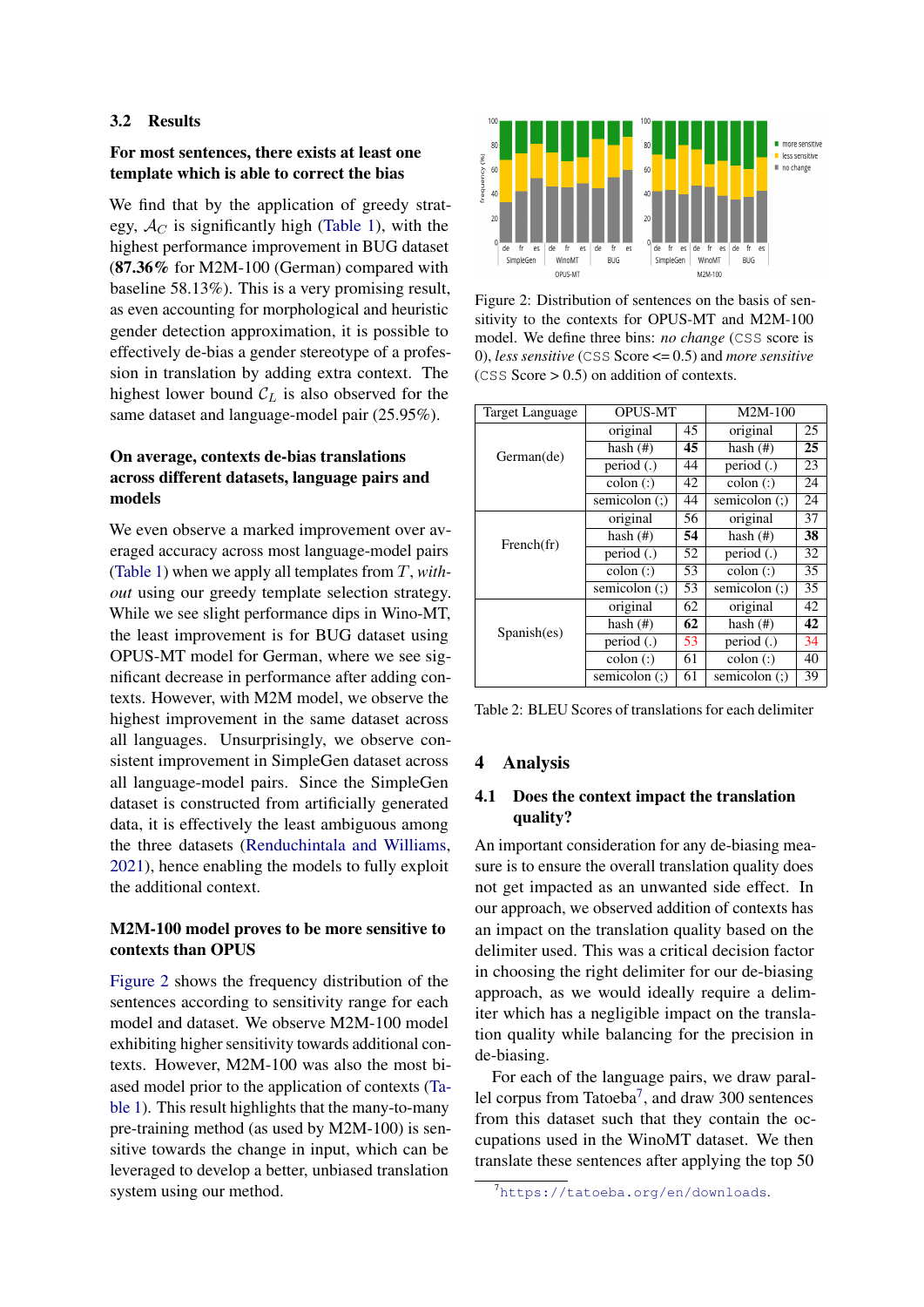### 3.2 Results

#### For most sentences, there exists at least one template which is able to correct the bias

We find that by the application of greedy strategy, $\mathcal{A}_C$ is significantly high (Table 1), with the highest performance improvement in BUG dataset (**87.36%** for M2M-100 (German) compared with baseline 58.13%). This is a very promising result, as even accounting for morphological and heuristic gender detection approximation, it is possible to effectively de-bias a gender stereotype of a profession in translation by adding extra context. The highest lower bound $\mathcal{C}_L$ is also observed for the same dataset and language-model pair (25.95%).

#### On average, contexts de-bias translations across different datasets, language pairs and models

We even observe a marked improvement over averaged accuracy across most language-model pairs (Table 1) when we apply all templates from $T$, *without* using our greedy template selection strategy. While we see slight performance dips in Wino-MT, the least improvement is for BUG dataset using OPUS-MT model for German, where we see significant decrease in performance after adding contexts. However, with M2M model, we observe the highest improvement in the same dataset across all languages. Unsurprisingly, we observe consistent improvement in SimpleGen dataset across all language-model pairs. Since the SimpleGen dataset is constructed from artificially generated data, it is effectively the least ambiguous among the three datasets (Renduchintala and Williams, 2021), hence enabling the models to fully exploit the additional context.

#### M2M-100 model proves to be more sensitive to contexts than OPUS

Figure 2 shows the frequency distribution of the sentences according to sensitivity range for each model and dataset. We observe M2M-100 model exhibiting higher sensitivity towards additional contexts. However, M2M-100 was also the most biased model prior to the application of contexts (Table 1). This result highlights that the many-to-many pre-training method (as used by M2M-100) is sensitive towards the change in input, which can be leveraged to develop a better, unbiased translation system using our method.

Figure 2: Distribution of sentences on the basis of sensitivity to the contexts for OPUS-MT and M2M-100 model. We define three bins: *no change* (CSS score is 0), *less sensitive* (CSS Score <= 0.5) and *more sensitive* (CSS Score > 0.5) on addition of contexts.

| Target Language | OPUS-MT | | M2M-100 | |
|---|---|---|---|---|
| German(de) | original | 45 | original | 25 |
| | hash (#) | **45** | hash (#) | **25** |
| | period (.) | 44 | period (.) | 23 |
| | colon (:) | 42 | colon (:) | 24 |
| | semicolon (;) | 44 | semicolon (;) | 24 |
| French(fr) | original | 56 | original | 37 |
| | hash (#) | **54** | hash (#) | **38** |
| | period (.) | 52 | period (.) | 32 |
| | colon (:) | 53 | colon (:) | 35 |
| | semicolon (;) | 53 | semicolon (;) | 35 |
| Spanish(es) | original | 62 | original | 42 |
| | hash (#) | **62** | hash (#) | **42** |
| | period (.) | 53 | period (.) | 34 |
| | colon (:) | 61 | colon (:) | 40 |
| | semicolon (;) | 61 | semicolon (;) | 39 |

Table 2: BLEU Scores of translations for each delimiter

## 4 Analysis

### 4.1 Does the context impact the translation quality?

An important consideration for any de-biasing measure is to ensure the overall translation quality does not get impacted as an unwanted side effect. In our approach, we observed addition of contexts has an impact on the translation quality based on the delimiter used. This was a critical decision factor in choosing the right delimiter for our de-biasing approach, as we would ideally require a delimiter which has a negligible impact on the translation quality while balancing for the precision in de-biasing.

For each of the language pairs, we draw parallel corpus from Tatoeba[7], and draw 300 sentences from this dataset such that they contain the occupations used in the WinoMT dataset. We then translate these sentences after applying the top 50

[7] https://tatoeba.org/en/downloads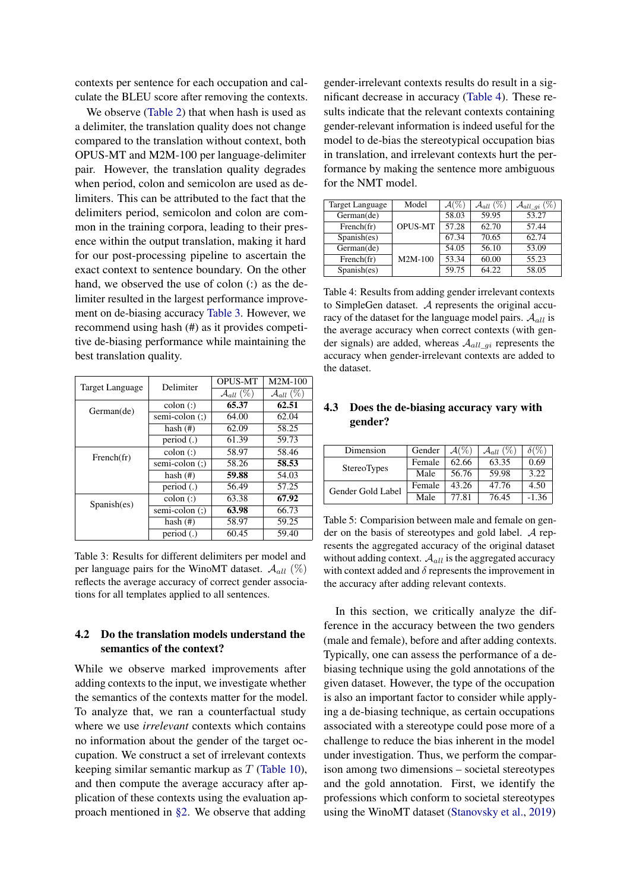contexts per sentence for each occupation and calculate the BLEU score after removing the contexts.

We observe (Table 2) that when hash is used as a delimiter, the translation quality does not change compared to the translation without context, both OPUS-MT and M2M-100 per language-delimiter pair. However, the translation quality degrades when period, colon and semicolon are used as delimiters. This can be attributed to the fact that the delimiters period, semicolon and colon are common in the training corpora, leading to their presence within the output translation, making it hard for our post-processing pipeline to ascertain the exact context to sentence boundary. On the other hand, we observed the use of colon (:) as the delimiter resulted in the largest performance improvement on de-biasing accuracy Table 3. However, we recommend using hash (#) as it provides competitive de-biasing performance while maintaining the best translation quality.

| Target Language | Delimiter | OPUS-MT | M2M-100 |
|---|---|---|---|
| | | $\mathcal{A}_{all}$ (%) | $\mathcal{A}_{all}$ (%) |
| German(de) | colon (:) | **65.37** | **62.51** |
| | semi-colon (;) | 64.00 | 62.04 |
| | hash (#) | 62.09 | 58.25 |
| | period (.) | 61.39 | 59.73 |
| French(fr) | colon (:) | 58.97 | 58.46 |
| | semi-colon (;) | 58.26 | **58.53** |
| | hash (#) | **59.88** | 54.03 |
| | period (.) | 56.49 | 57.25 |
| Spanish(es) | colon (:) | 63.38 | **67.92** |
| | semi-colon (;) | **63.98** | 66.73 |
| | hash (#) | 58.97 | 59.25 |
| | period (.) | 60.45 | 59.40 |

Table 3: Results for different delimiters per model and per language pairs for the WinoMT dataset. $\mathcal{A}_{all}$ (%) reflects the average accuracy of correct gender associations for all templates applied to all sentences.

## 4.2 Do the translation models understand the semantics of the context?

While we observe marked improvements after adding contexts to the input, we investigate whether the semantics of the contexts matter for the model. To analyze that, we ran a counterfactual study where we use *irrelevant* contexts which contains no information about the gender of the target occupation. We construct a set of irrelevant contexts keeping similar semantic markup as $T$ (Table 10), and then compute the average accuracy after application of these contexts using the evaluation approach mentioned in §2. We observe that adding gender-irrelevant contexts results do result in a significant decrease in accuracy (Table 4). These results indicate that the relevant contexts containing gender-relevant information is indeed useful for the model to de-bias the stereotypical occupation bias in translation, and irrelevant contexts hurt the performance by making the sentence more ambiguous for the NMT model.

| Target Language | Model | $\mathcal{A}$(%) | $\mathcal{A}_{all}$ (%) | $\mathcal{A}_{all\_gi}$ (%) |
|---|---|---|---|---|
| German(de) | OPUS-MT | 58.03 | 59.95 | 53.27 |
| French(fr) | | 57.28 | 62.70 | 57.44 |
| Spanish(es) | | 67.34 | 70.65 | 62.74 |
| German(de) | M2M-100 | 54.05 | 56.10 | 53.09 |
| French(fr) | | 53.34 | 60.00 | 55.23 |
| Spanish(es) | | 59.75 | 64.22 | 58.05 |

Table 4: Results from adding gender irrelevant contexts to SimpleGen dataset. $\mathcal{A}$ represents the original accuracy of the dataset for the language model pairs. $\mathcal{A}_{all}$ is the average accuracy when correct contexts (with gender signals) are added, whereas $\mathcal{A}_{all\_gi}$ represents the accuracy when gender-irrelevant contexts are added to the dataset.

## 4.3 Does the de-biasing accuracy vary with gender?

| Dimension | Gender | $\mathcal{A}$(%) | $\mathcal{A}_{all}$ (%) | $\delta$(%) |
|---|---|---|---|---|
| StereoTypes | Female | 62.66 | 63.35 | 0.69 |
| | Male | 56.76 | 59.98 | 3.22 |
| Gender Gold Label | Female | 43.26 | 47.76 | 4.50 |
| | Male | 77.81 | 76.45 | -1.36 |

Table 5: Comparision between male and female on gender on the basis of stereotypes and gold label. $\mathcal{A}$ represents the aggregated accuracy of the original dataset without adding context. $\mathcal{A}_{all}$ is the aggregated accuracy with context added and $\delta$ represents the improvement in the accuracy after adding relevant contexts.

In this section, we critically analyze the difference in the accuracy between the two genders (male and female), before and after adding contexts. Typically, one can assess the performance of a de-biasing technique using the gold annotations of the given dataset. However, the type of the occupation is also an important factor to consider while applying a de-biasing technique, as certain occupations associated with a stereotype could pose more of a challenge to reduce the bias inherent in the model under investigation. Thus, we perform the comparison among two dimensions – societal stereotypes and the gold annotation. First, we identify the professions which conform to societal stereotypes using the WinoMT dataset (Stanovsky et al., 2019)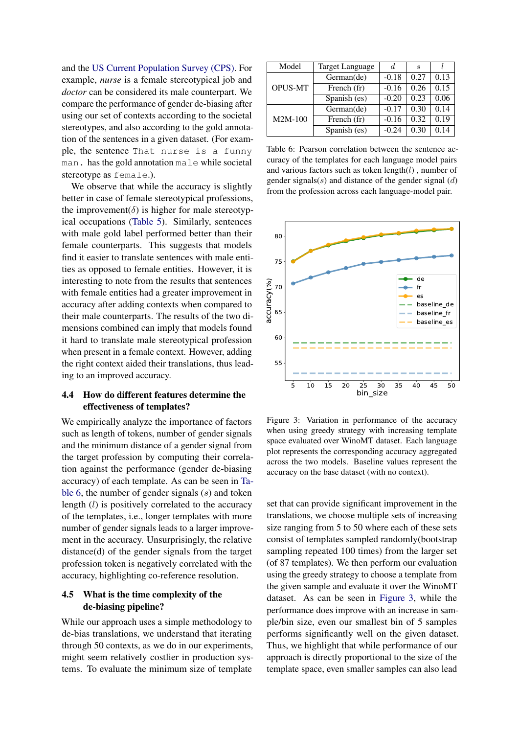and the US Current Population Survey (CPS). For example, *nurse* is a female stereotypical job and *doctor* can be considered its male counterpart. We compare the performance of gender de-biasing after using our set of contexts according to the societal stereotypes, and also according to the gold annotation of the sentences in a given dataset. (For example, the sentence `That nurse is a funny man.` has the gold annotation `male` while societal stereotype as `female`.).

We observe that while the accuracy is slightly better in case of female stereotypical professions, the improvement($\delta$) is higher for male stereotypical occupations (Table 5). Similarly, sentences with male gold label performed better than their female counterparts. This suggests that models find it easier to translate sentences with male entities as opposed to female entities. However, it is interesting to note from the results that sentences with female entities had a greater improvement in accuracy after adding contexts when compared to their male counterparts. The results of the two dimensions combined can imply that models found it hard to translate male stereotypical profession when present in a female context. However, adding the right context aided their translations, thus leading to an improved accuracy.

### 4.4 How do different features determine the effectiveness of templates?

We empirically analyze the importance of factors such as length of tokens, number of gender signals and the minimum distance of a gender signal from the target profession by computing their correlation against the performance (gender de-biasing accuracy) of each template. As can be seen in Table 6, the number of gender signals ($s$) and token length ($l$) is positively correlated to the accuracy of the templates, i.e., longer templates with more number of gender signals leads to a larger improvement in the accuracy. Unsurprisingly, the relative distance(d) of the gender signals from the target profession token is negatively correlated with the accuracy, highlighting co-reference resolution.

### 4.5 What is the time complexity of the de-biasing pipeline?

While our approach uses a simple methodology to de-bias translations, we understand that iterating through 50 contexts, as we do in our experiments, might seem relatively costlier in production systems. To evaluate the minimum size of template set that can provide significant improvement in the translations, we choose multiple sets of increasing size ranging from 5 to 50 where each of these sets consist of templates sampled randomly(bootstrap sampling repeated 100 times) from the larger set (of 87 templates). We then perform our evaluation using the greedy strategy to choose a template from the given sample and evaluate it over the WinoMT dataset. As can be seen in Figure 3, while the performance does improve with an increase in sample/bin size, even our smallest bin of 5 samples performs significantly well on the given dataset. Thus, we highlight that while performance of our approach is directly proportional to the size of the template space, even smaller samples can also lead

| Model | Target Language | $d$ | $s$ | $l$ |
|---|---|---|---|---|
| OPUS-MT | German(de) | -0.18 | 0.27 | 0.13 |
| | French (fr) | -0.16 | 0.26 | 0.15 |
| | Spanish (es) | -0.20 | 0.23 | 0.06 |
| M2M-100 | German(de) | -0.17 | 0.30 | 0.14 |
| | French (fr) | -0.16 | 0.32 | 0.19 |
| | Spanish (es) | -0.24 | 0.30 | 0.14 |

Table 6: Pearson correlation between the sentence accuracy of the templates for each language model pairs and various factors such as token length($l$) , number of gender signals($s$) and distance of the gender signal ($d$) from the profession across each language-model pair.

Figure 3: Variation in performance of the accuracy when using greedy strategy with increasing template space evaluated over WinoMT dataset. Each language plot represents the corresponding accuracy aggregated across the two models. Baseline values represent the accuracy on the base dataset (with no context).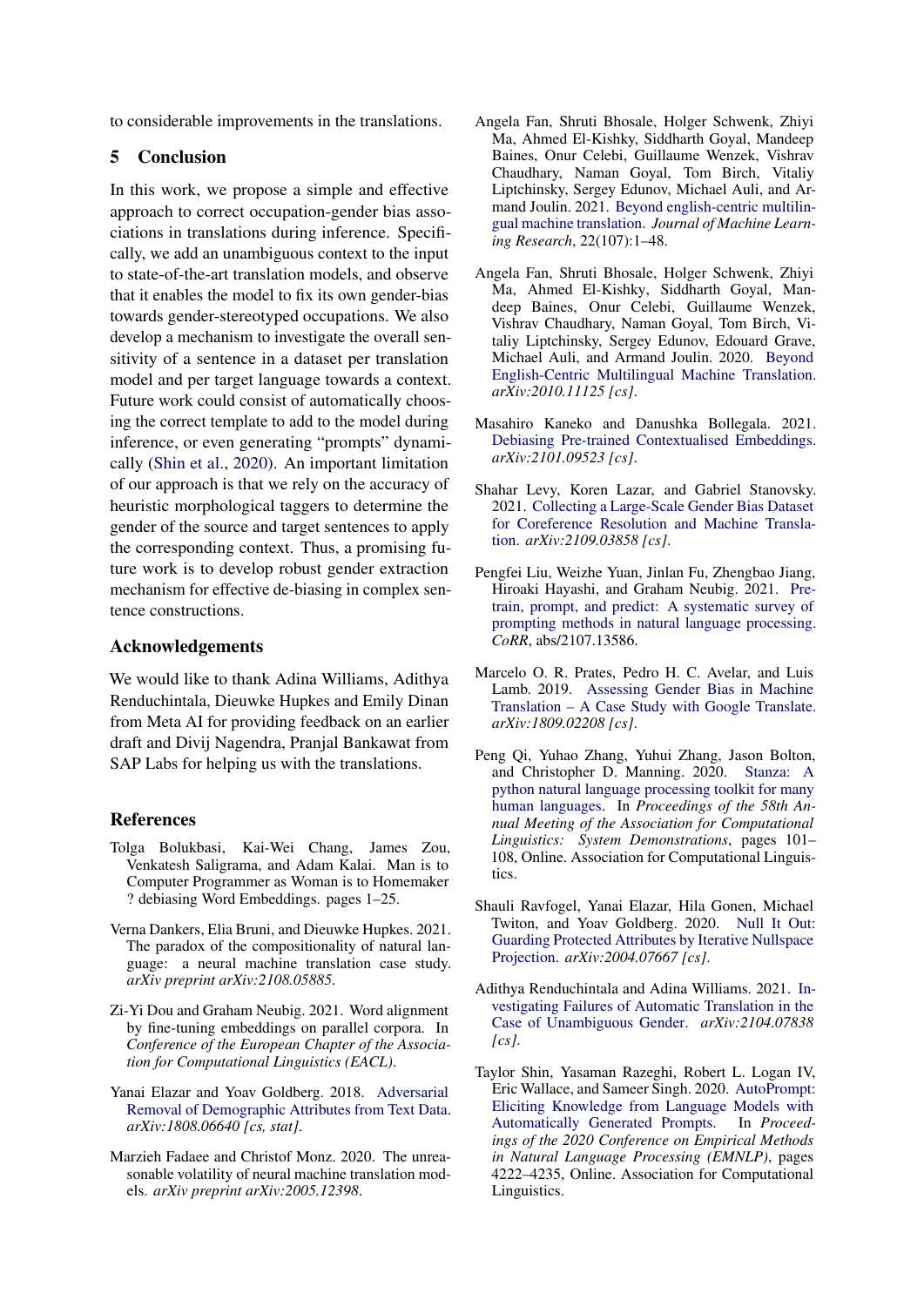to considerable improvements in the translations.

## 5 Conclusion

In this work, we propose a simple and effective approach to correct occupation-gender bias associations in translations during inference. Specifically, we add an unambiguous context to the input to state-of-the-art translation models, and observe that it enables the model to fix its own gender-bias towards gender-stereotyped occupations. We also develop a mechanism to investigate the overall sensitivity of a sentence in a dataset per translation model and per target language towards a context. Future work could consist of automatically choosing the correct template to add to the model during inference, or even generating "prompts" dynamically (Shin et al., 2020). An important limitation of our approach is that we rely on the accuracy of heuristic morphological taggers to determine the gender of the source and target sentences to apply the corresponding context. Thus, a promising future work is to develop robust gender extraction mechanism for effective de-biasing in complex sentence constructions.

## Acknowledgements

We would like to thank Adina Williams, Adithya Renduchintala, Dieuwke Hupkes and Emily Dinan from Meta AI for providing feedback on an earlier draft and Divij Nagendra, Pranjal Bankawat from SAP Labs for helping us with the translations.

## References

Tolga Bolukbasi, Kai-Wei Chang, James Zou, Venkatesh Saligrama, and Adam Kalai. Man is to Computer Programmer as Woman is to Homemaker ? debiasing Word Embeddings. pages 1–25.

Verna Dankers, Elia Bruni, and Dieuwke Hupkes. 2021. The paradox of the compositionality of natural language: a neural machine translation case study. *arXiv preprint arXiv:2108.05885*.

Zi-Yi Dou and Graham Neubig. 2021. Word alignment by fine-tuning embeddings on parallel corpora. In *Conference of the European Chapter of the Association for Computational Linguistics (EACL)*.

Yanai Elazar and Yoav Goldberg. 2018. Adversarial Removal of Demographic Attributes from Text Data. *arXiv:1808.06640 [cs, stat]*.

Marzieh Fadaee and Christof Monz. 2020. The unreasonable volatility of neural machine translation models. *arXiv preprint arXiv:2005.12398*.

Angela Fan, Shruti Bhosale, Holger Schwenk, Zhiyi Ma, Ahmed El-Kishky, Siddharth Goyal, Mandeep Baines, Onur Celebi, Guillaume Wenzek, Vishrav Chaudhary, Naman Goyal, Tom Birch, Vitaliy Liptchinsky, Sergey Edunov, Michael Auli, and Armand Joulin. 2021. Beyond english-centric multilingual machine translation. *Journal of Machine Learning Research*, 22(107):1–48.

Angela Fan, Shruti Bhosale, Holger Schwenk, Zhiyi Ma, Ahmed El-Kishky, Siddharth Goyal, Mandeep Baines, Onur Celebi, Guillaume Wenzek, Vishrav Chaudhary, Naman Goyal, Tom Birch, Vitaliy Liptchinsky, Sergey Edunov, Edouard Grave, Michael Auli, and Armand Joulin. 2020. Beyond English-Centric Multilingual Machine Translation. *arXiv:2010.11125 [cs]*.

Masahiro Kaneko and Danushka Bollegala. 2021. Debiasing Pre-trained Contextualised Embeddings. *arXiv:2101.09523 [cs]*.

Shahar Levy, Koren Lazar, and Gabriel Stanovsky. 2021. Collecting a Large-Scale Gender Bias Dataset for Coreference Resolution and Machine Translation. *arXiv:2109.03858 [cs]*.

Pengfei Liu, Weizhe Yuan, Jinlan Fu, Zhengbao Jiang, Hiroaki Hayashi, and Graham Neubig. 2021. Pre-train, prompt, and predict: A systematic survey of prompting methods in natural language processing. *CoRR*, abs/2107.13586.

Marcelo O. R. Prates, Pedro H. C. Avelar, and Luis Lamb. 2019. Assessing Gender Bias in Machine Translation – A Case Study with Google Translate. *arXiv:1809.02208 [cs]*.

Peng Qi, Yuhao Zhang, Yuhui Zhang, Jason Bolton, and Christopher D. Manning. 2020. Stanza: A python natural language processing toolkit for many human languages. In *Proceedings of the 58th Annual Meeting of the Association for Computational Linguistics: System Demonstrations*, pages 101–108, Online. Association for Computational Linguistics.

Shauli Ravfogel, Yanai Elazar, Hila Gonen, Michael Twiton, and Yoav Goldberg. 2020. Null It Out: Guarding Protected Attributes by Iterative Nullspace Projection. *arXiv:2004.07667 [cs]*.

Adithya Renduchintala and Adina Williams. 2021. Investigating Failures of Automatic Translation in the Case of Unambiguous Gender. *arXiv:2104.07838 [cs]*.

Taylor Shin, Yasaman Razeghi, Robert L. Logan IV, Eric Wallace, and Sameer Singh. 2020. AutoPrompt: Eliciting Knowledge from Language Models with Automatically Generated Prompts. In *Proceedings of the 2020 Conference on Empirical Methods in Natural Language Processing (EMNLP)*, pages 4222–4235, Online. Association for Computational Linguistics.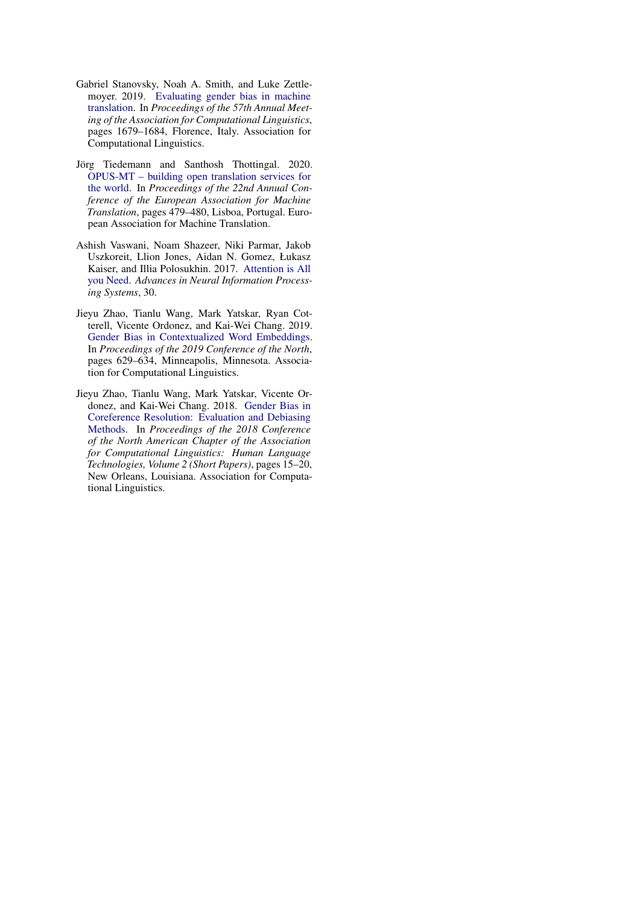Gabriel Stanovsky, Noah A. Smith, and Luke Zettlemoyer. 2019. Evaluating gender bias in machine translation. In *Proceedings of the 57th Annual Meeting of the Association for Computational Linguistics*, pages 1679–1684, Florence, Italy. Association for Computational Linguistics.

Jörg Tiedemann and Santhosh Thottingal. 2020. OPUS-MT – building open translation services for the world. In *Proceedings of the 22nd Annual Conference of the European Association for Machine Translation*, pages 479–480, Lisboa, Portugal. European Association for Machine Translation.

Ashish Vaswani, Noam Shazeer, Niki Parmar, Jakob Uszkoreit, Llion Jones, Aidan N. Gomez, Łukasz Kaiser, and Illia Polosukhin. 2017. Attention is All you Need. *Advances in Neural Information Processing Systems*, 30.

Jieyu Zhao, Tianlu Wang, Mark Yatskar, Ryan Cotterell, Vicente Ordonez, and Kai-Wei Chang. 2019. Gender Bias in Contextualized Word Embeddings. In *Proceedings of the 2019 Conference of the North*, pages 629–634, Minneapolis, Minnesota. Association for Computational Linguistics.

Jieyu Zhao, Tianlu Wang, Mark Yatskar, Vicente Ordonez, and Kai-Wei Chang. 2018. Gender Bias in Coreference Resolution: Evaluation and Debiasing Methods. In *Proceedings of the 2018 Conference of the North American Chapter of the Association for Computational Linguistics: Human Language Technologies, Volume 2 (Short Papers)*, pages 15–20, New Orleans, Louisiana. Association for Computational Linguistics.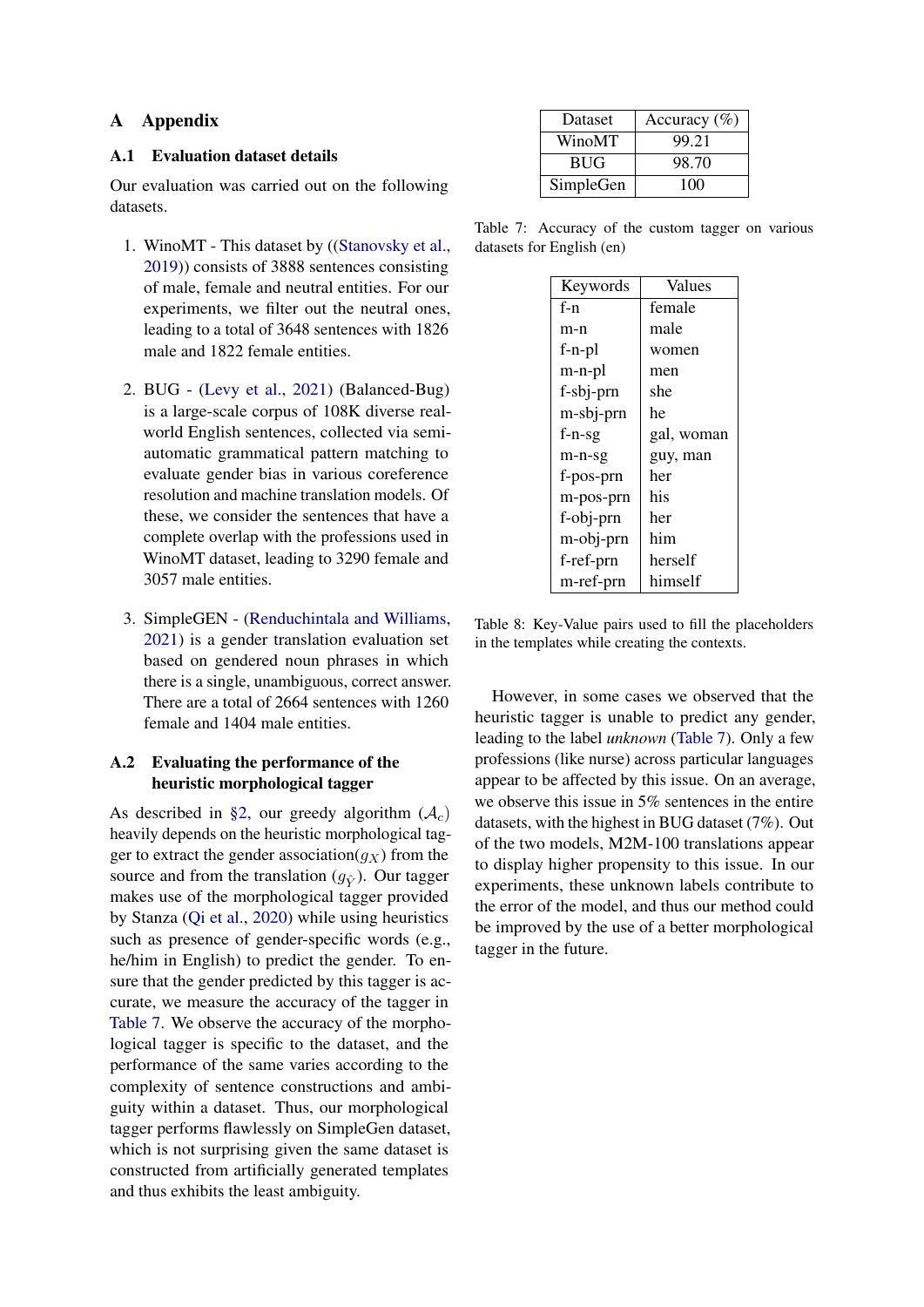# A Appendix

## A.1 Evaluation dataset details

Our evaluation was carried out on the following datasets.

1. WinoMT - This dataset by ((Stanovsky et al., 2019)) consists of 3888 sentences consisting of male, female and neutral entities. For our experiments, we filter out the neutral ones, leading to a total of 3648 sentences with 1826 male and 1822 female entities.

2. BUG - (Levy et al., 2021) (Balanced-Bug) is a large-scale corpus of 108K diverse real-world English sentences, collected via semi-automatic grammatical pattern matching to evaluate gender bias in various coreference resolution and machine translation models. Of these, we consider the sentences that have a complete overlap with the professions used in WinoMT dataset, leading to 3290 female and 3057 male entities.

3. SimpleGEN - (Renduchintala and Williams, 2021) is a gender translation evaluation set based on gendered noun phrases in which there is a single, unambiguous, correct answer. There are a total of 2664 sentences with 1260 female and 1404 male entities.

## A.2 Evaluating the performance of the heuristic morphological tagger

As described in §2, our greedy algorithm ($\mathcal{A}_c$) heavily depends on the heuristic morphological tagger to extract the gender association($g_X$) from the source and from the translation ($g_{\hat{Y}}$). Our tagger makes use of the morphological tagger provided by Stanza (Qi et al., 2020) while using heuristics such as presence of gender-specific words (e.g., he/him in English) to predict the gender. To ensure that the gender predicted by this tagger is accurate, we measure the accuracy of the tagger in Table 7. We observe the accuracy of the morphological tagger is specific to the dataset, and the performance of the same varies according to the complexity of sentence constructions and ambiguity within a dataset. Thus, our morphological tagger performs flawlessly on SimpleGen dataset, which is not surprising given the same dataset is constructed from artificially generated templates and thus exhibits the least ambiguity.

| Dataset | Accuracy (%) |
|---|---|
| WinoMT | 99.21 |
| BUG | 98.70 |
| SimpleGen | 100 |

Table 7: Accuracy of the custom tagger on various datasets for English (en)

| Keywords | Values |
|---|---|
| f-n | female |
| m-n | male |
| f-n-pl | women |
| m-n-pl | men |
| f-sbj-prn | she |
| m-sbj-prn | he |
| f-n-sg | gal, woman |
| m-n-sg | guy, man |
| f-pos-prn | her |
| m-pos-prn | his |
| f-obj-prn | her |
| m-obj-prn | him |
| f-ref-prn | herself |
| m-ref-prn | himself |

Table 8: Key-Value pairs used to fill the placeholders in the templates while creating the contexts.

However, in some cases we observed that the heuristic tagger is unable to predict any gender, leading to the label *unknown* (Table 7). Only a few professions (like nurse) across particular languages appear to be affected by this issue. On an average, we observe this issue in 5% sentences in the entire datasets, with the highest in BUG dataset (7%). Out of the two models, M2M-100 translations appear to display higher propensity to this issue. In our experiments, these unknown labels contribute to the error of the model, and thus our method could be improved by the use of a better morphological tagger in the future.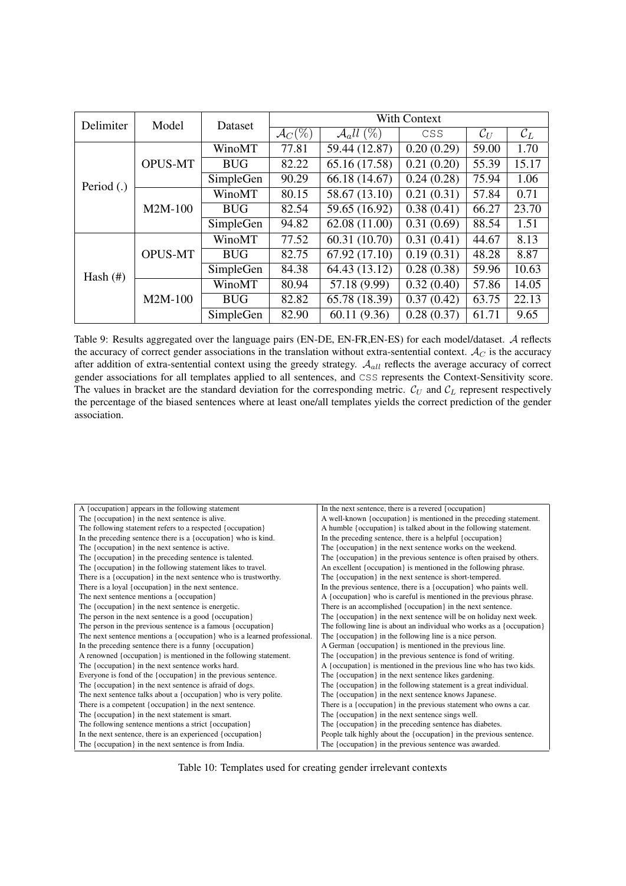| Delimiter | Model | Dataset | With Context | | | | |
|---|---|---|---|---|---|---|---|
| | | | $\mathcal{A}_C(\%)$ | $\mathcal{A}_all$ (%) | CSS | $\mathcal{C}_U$ | $\mathcal{C}_L$ |
| Period (.) | OPUS-MT | WinoMT | 77.81 | 59.44 (12.87) | 0.20 (0.29) | 59.00 | 1.70 |
| | | BUG | 82.22 | 65.16 (17.58) | 0.21 (0.20) | 55.39 | 15.17 |
| | | SimpleGen | 90.29 | 66.18 (14.67) | 0.24 (0.28) | 75.94 | 1.06 |
| | M2M-100 | WinoMT | 80.15 | 58.67 (13.10) | 0.21 (0.31) | 57.84 | 0.71 |
| | | BUG | 82.54 | 59.65 (16.92) | 0.38 (0.41) | 66.27 | 23.70 |
| | | SimpleGen | 94.82 | 62.08 (11.00) | 0.31 (0.69) | 88.54 | 1.51 |
| Hash (#) | OPUS-MT | WinoMT | 77.52 | 60.31 (10.70) | 0.31 (0.41) | 44.67 | 8.13 |
| | | BUG | 82.75 | 67.92 (17.10) | 0.19 (0.31) | 48.28 | 8.87 |
| | | SimpleGen | 84.38 | 64.43 (13.12) | 0.28 (0.38) | 59.96 | 10.63 |
| | M2M-100 | WinoMT | 80.94 | 57.18 (9.99) | 0.32 (0.40) | 57.86 | 14.05 |
| | | BUG | 82.82 | 65.78 (18.39) | 0.37 (0.42) | 63.75 | 22.13 |
| | | SimpleGen | 82.90 | 60.11 (9.36) | 0.28 (0.37) | 61.71 | 9.65 |

Table 9: Results aggregated over the language pairs (EN-DE, EN-FR,EN-ES) for each model/dataset. $\mathcal{A}$ reflects the accuracy of correct gender associations in the translation without extra-sentential context. $\mathcal{A}_C$ is the accuracy after addition of extra-sentential context using the greedy strategy. $\mathcal{A}_{all}$ reflects the average accuracy of correct gender associations for all templates applied to all sentences, and CSS represents the Context-Sensitivity score. The values in bracket are the standard deviation for the corresponding metric. $\mathcal{C}_U$ and $\mathcal{C}_L$ represent respectively the percentage of the biased sentences where at least one/all templates yields the correct prediction of the gender association.

| | |
|---|---|
| A {occupation} appears in the following statement | In the next sentence, there is a revered {occupation} |
| The {occupation} in the next sentence is alive. | A well-known {occupation} is mentioned in the preceding statement. |
| The following statement refers to a respected {occupation} | A humble {occupation} is talked about in the following statement. |
| In the preceding sentence there is a {occupation} who is kind. | In the preceding sentence, there is a helpful {occupation} |
| The {occupation} in the next sentence is active. | The {occupation} in the next sentence works on the weekend. |
| The {occupation} in the preceding sentence is talented. | The {occupation} in the previous sentence is often praised by others. |
| The {occupation} in the following statement likes to travel. | An excellent {occupation} is mentioned in the following phrase. |
| There is a {occupation} in the next sentence who is trustworthy. | The {occupation} in the next sentence is short-tempered. |
| There is a loyal {occupation} in the next sentence. | In the previous sentence, there is a {occupation} who paints well. |
| The next sentence mentions a {occupation} | A {occupation} who is careful is mentioned in the previous phrase. |
| The {occupation} in the next sentence is energetic. | There is an accomplished {occupation} in the next sentence. |
| The person in the next sentence is a good {occupation} | The {occupation} in the next sentence will be on holiday next week. |
| The person in the previous sentence is a famous {occupation} | The following line is about an individual who works as a {occupation} |
| The next sentence mentions a {occupation} who is a learned professional. | The {occupation} in the following line is a nice person. |
| In the preceding sentence there is a funny {occupation} | A German {occupation} is mentioned in the previous line. |
| A renowned {occupation} is mentioned in the following statement. | The {occupation} in the previous sentence is fond of writing. |
| The {occupation} in the next sentence works hard. | A {occupation} is mentioned in the previous line who has two kids. |
| Everyone is fond of the {occupation} in the previous sentence. | The {occupation} in the next sentence likes gardening. |
| The {occupation} in the next sentence is afraid of dogs. | The {occupation} in the following statement is a great individual. |
| The next sentence talks about a {occupation} who is very polite. | The {occupation} in the next sentence knows Japanese. |
| There is a competent {occupation} in the next sentence. | There is a {occupation} in the previous statement who owns a car. |
| The {occupation} in the next statement is smart. | The {occupation} in the next sentence sings well. |
| The following sentence mentions a strict {occupation} | The {occupation} in the preceding sentence has diabetes. |
| In the next sentence, there is an experienced {occupation} | People talk highly about the {occupation} in the previous sentence. |
| The {occupation} in the next sentence is from India. | The {occupation} in the previous sentence was awarded. |

Table 10: Templates used for creating gender irrelevant contexts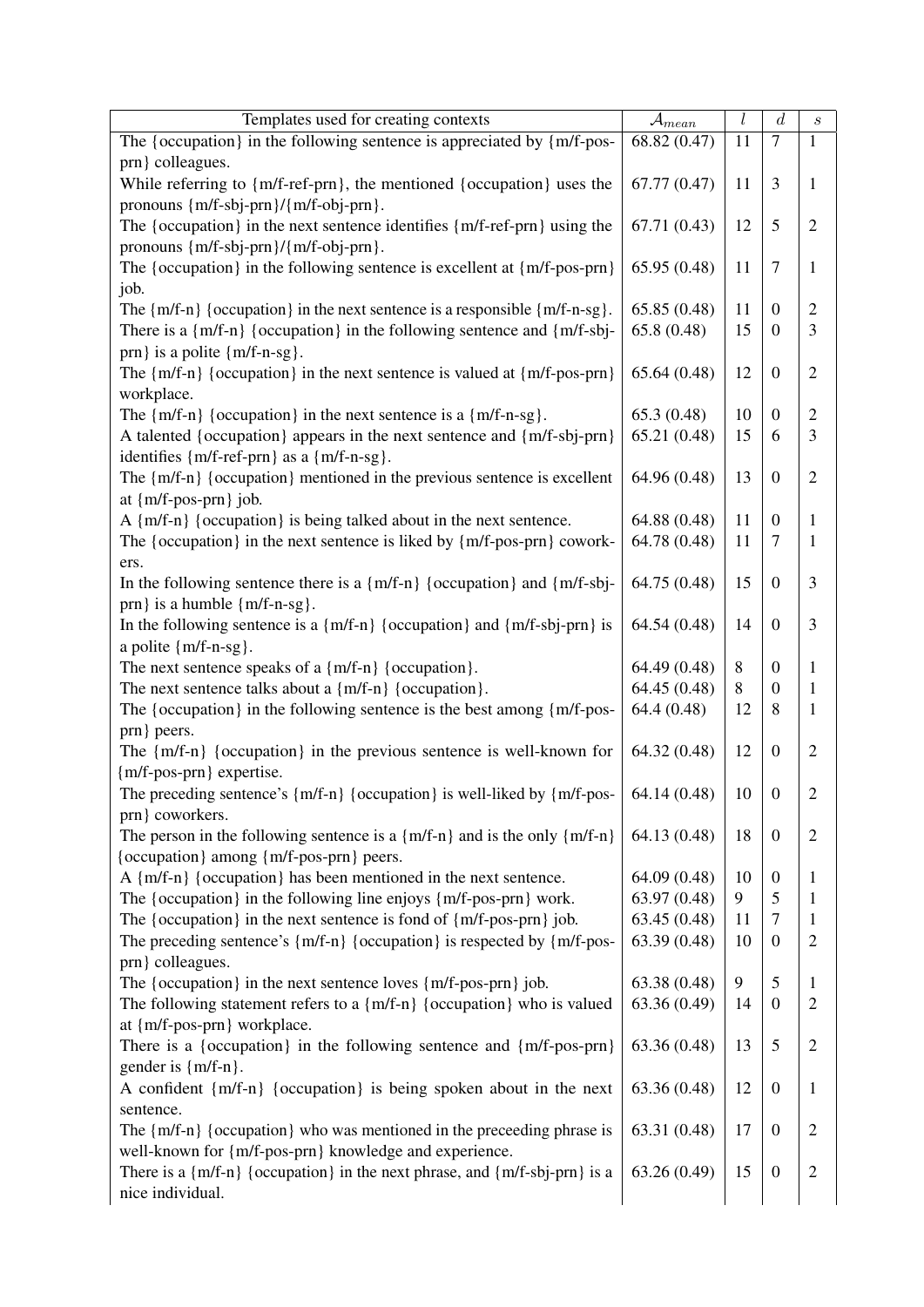| Templates used for creating contexts | $\mathcal{A}_{mean}$ | $l$ | $d$ | $s$ |
|---|---|---|---|---|
| The {occupation} in the following sentence is appreciated by {m/f-pos-prn} colleagues. | 68.82 (0.47) | 11 | 7 | 1 |
| While referring to {m/f-ref-prn}, the mentioned {occupation} uses the pronouns {m/f-sbj-prn}/{m/f-obj-prn}. | 67.77 (0.47) | 11 | 3 | 1 |
| The {occupation} in the next sentence identifies {m/f-ref-prn} using the pronouns {m/f-sbj-prn}/{m/f-obj-prn}. | 67.71 (0.43) | 12 | 5 | 2 |
| The {occupation} in the following sentence is excellent at {m/f-pos-prn} job. | 65.95 (0.48) | 11 | 7 | 1 |
| The {m/f-n} {occupation} in the next sentence is a responsible {m/f-n-sg}. | 65.85 (0.48) | 11 | 0 | 2 |
| There is a {m/f-n} {occupation} in the following sentence and {m/f-sbj-prn} is a polite {m/f-n-sg}. | 65.8 (0.48) | 15 | 0 | 3 |
| The {m/f-n} {occupation} in the next sentence is valued at {m/f-pos-prn} workplace. | 65.64 (0.48) | 12 | 0 | 2 |
| The {m/f-n} {occupation} in the next sentence is a {m/f-n-sg}. | 65.3 (0.48) | 10 | 0 | 2 |
| A talented {occupation} appears in the next sentence and {m/f-sbj-prn} identifies {m/f-ref-prn} as a {m/f-n-sg}. | 65.21 (0.48) | 15 | 6 | 3 |
| The {m/f-n} {occupation} mentioned in the previous sentence is excellent at {m/f-pos-prn} job. | 64.96 (0.48) | 13 | 0 | 2 |
| A {m/f-n} {occupation} is being talked about in the next sentence. | 64.88 (0.48) | 11 | 0 | 1 |
| The {occupation} in the next sentence is liked by {m/f-pos-prn} coworkers. | 64.78 (0.48) | 11 | 7 | 1 |
| In the following sentence there is a {m/f-n} {occupation} and {m/f-sbj-prn} is a humble {m/f-n-sg}. | 64.75 (0.48) | 15 | 0 | 3 |
| In the following sentence is a {m/f-n} {occupation} and {m/f-sbj-prn} is a polite {m/f-n-sg}. | 64.54 (0.48) | 14 | 0 | 3 |
| The next sentence speaks of a {m/f-n} {occupation}. | 64.49 (0.48) | 8 | 0 | 1 |
| The next sentence talks about a {m/f-n} {occupation}. | 64.45 (0.48) | 8 | 0 | 1 |
| The {occupation} in the following sentence is the best among {m/f-pos-prn} peers. | 64.4 (0.48) | 12 | 8 | 1 |
| The {m/f-n} {occupation} in the previous sentence is well-known for {m/f-pos-prn} expertise. | 64.32 (0.48) | 12 | 0 | 2 |
| The preceding sentence's {m/f-n} {occupation} is well-liked by {m/f-pos-prn} coworkers. | 64.14 (0.48) | 10 | 0 | 2 |
| The person in the following sentence is a {m/f-n} and is the only {m/f-n} {occupation} among {m/f-pos-prn} peers. | 64.13 (0.48) | 18 | 0 | 2 |
| A {m/f-n} {occupation} has been mentioned in the next sentence. | 64.09 (0.48) | 10 | 0 | 1 |
| The {occupation} in the following line enjoys {m/f-pos-prn} work. | 63.97 (0.48) | 9 | 5 | 1 |
| The {occupation} in the next sentence is fond of {m/f-pos-prn} job. | 63.45 (0.48) | 11 | 7 | 1 |
| The preceding sentence's {m/f-n} {occupation} is respected by {m/f-pos-prn} colleagues. | 63.39 (0.48) | 10 | 0 | 2 |
| The {occupation} in the next sentence loves {m/f-pos-prn} job. | 63.38 (0.48) | 9 | 5 | 1 |
| The following statement refers to a {m/f-n} {occupation} who is valued at {m/f-pos-prn} workplace. | 63.36 (0.49) | 14 | 0 | 2 |
| There is a {occupation} in the following sentence and {m/f-pos-prn} gender is {m/f-n}. | 63.36 (0.48) | 13 | 5 | 2 |
| A confident {m/f-n} {occupation} is being spoken about in the next sentence. | 63.36 (0.48) | 12 | 0 | 1 |
| The {m/f-n} {occupation} who was mentioned in the preceeding phrase is well-known for {m/f-pos-prn} knowledge and experience. | 63.31 (0.48) | 17 | 0 | 2 |
| There is a {m/f-n} {occupation} in the next phrase, and {m/f-sbj-prn} is a nice individual. | 63.26 (0.49) | 15 | 0 | 2 |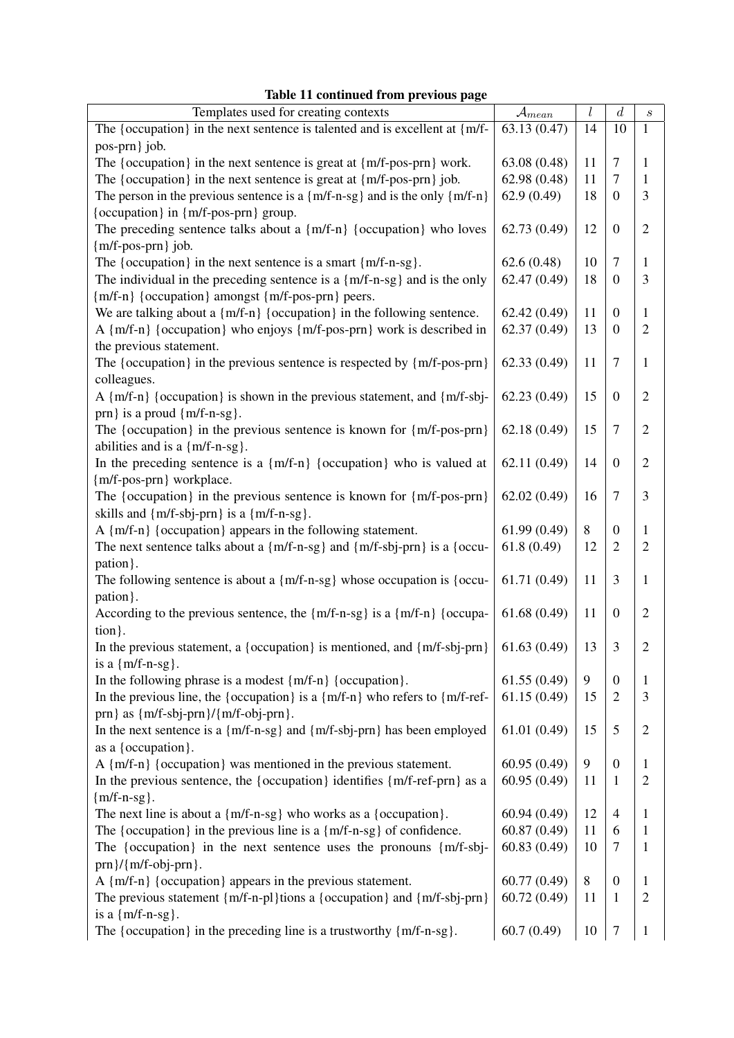**Table 11 continued from previous page**

| Templates used for creating contexts | $\mathcal{A}_{mean}$ | $l$ | $d$ | $s$ |
|---|---|---|---|---|
| The {occupation} in the next sentence is talented and is excellent at {m/f-pos-prn} job. | 63.13 (0.47) | 14 | 10 | 1 |
| The {occupation} in the next sentence is great at {m/f-pos-prn} work. | 63.08 (0.48) | 11 | 7 | 1 |
| The {occupation} in the next sentence is great at {m/f-pos-prn} job. | 62.98 (0.48) | 11 | 7 | 1 |
| The person in the previous sentence is a {m/f-n-sg} and is the only {m/f-n} {occupation} in {m/f-pos-prn} group. | 62.9 (0.49) | 18 | 0 | 3 |
| The preceding sentence talks about a {m/f-n} {occupation} who loves {m/f-pos-prn} job. | 62.73 (0.49) | 12 | 0 | 2 |
| The {occupation} in the next sentence is a smart {m/f-n-sg}. | 62.6 (0.48) | 10 | 7 | 1 |
| The individual in the preceding sentence is a {m/f-n-sg} and is the only {m/f-n} {occupation} amongst {m/f-pos-prn} peers. | 62.47 (0.49) | 18 | 0 | 3 |
| We are talking about a {m/f-n} {occupation} in the following sentence. | 62.42 (0.49) | 11 | 0 | 1 |
| A {m/f-n} {occupation} who enjoys {m/f-pos-prn} work is described in the previous statement. | 62.37 (0.49) | 13 | 0 | 2 |
| The {occupation} in the previous sentence is respected by {m/f-pos-prn} colleagues. | 62.33 (0.49) | 11 | 7 | 1 |
| A {m/f-n} {occupation} is shown in the previous statement, and {m/f-sbj-prn} is a proud {m/f-n-sg}. | 62.23 (0.49) | 15 | 0 | 2 |
| The {occupation} in the previous sentence is known for {m/f-pos-prn} abilities and is a {m/f-n-sg}. | 62.18 (0.49) | 15 | 7 | 2 |
| In the preceding sentence is a {m/f-n} {occupation} who is valued at {m/f-pos-prn} workplace. | 62.11 (0.49) | 14 | 0 | 2 |
| The {occupation} in the previous sentence is known for {m/f-pos-prn} skills and {m/f-sbj-prn} is a {m/f-n-sg}. | 62.02 (0.49) | 16 | 7 | 3 |
| A {m/f-n} {occupation} appears in the following statement. | 61.99 (0.49) | 8 | 0 | 1 |
| The next sentence talks about a {m/f-n-sg} and {m/f-sbj-prn} is a {occupation}. | 61.8 (0.49) | 12 | 2 | 2 |
| The following sentence is about a {m/f-n-sg} whose occupation is {occupation}. | 61.71 (0.49) | 11 | 3 | 1 |
| According to the previous sentence, the {m/f-n-sg} is a {m/f-n} {occupation}. | 61.68 (0.49) | 11 | 0 | 2 |
| In the previous statement, a {occupation} is mentioned, and {m/f-sbj-prn} is a {m/f-n-sg}. | 61.63 (0.49) | 13 | 3 | 2 |
| In the following phrase is a modest {m/f-n} {occupation}. | 61.55 (0.49) | 9 | 0 | 1 |
| In the previous line, the {occupation} is a {m/f-n} who refers to {m/f-ref-prn} as {m/f-sbj-prn}/{m/f-obj-prn}. | 61.15 (0.49) | 15 | 2 | 3 |
| In the next sentence is a {m/f-n-sg} and {m/f-sbj-prn} has been employed as a {occupation}. | 61.01 (0.49) | 15 | 5 | 2 |
| A {m/f-n} {occupation} was mentioned in the previous statement. | 60.95 (0.49) | 9 | 0 | 1 |
| In the previous sentence, the {occupation} identifies {m/f-ref-prn} as a {m/f-n-sg}. | 60.95 (0.49) | 11 | 1 | 2 |
| The next line is about a {m/f-n-sg} who works as a {occupation}. | 60.94 (0.49) | 12 | 4 | 1 |
| The {occupation} in the previous line is a {m/f-n-sg} of confidence. | 60.87 (0.49) | 11 | 6 | 1 |
| The {occupation} in the next sentence uses the pronouns {m/f-sbj-prn}/{m/f-obj-prn}. | 60.83 (0.49) | 10 | 7 | 1 |
| A {m/f-n} {occupation} appears in the previous statement. | 60.77 (0.49) | 8 | 0 | 1 |
| The previous statement {m/f-n-pl}tions a {occupation} and {m/f-sbj-prn} is a {m/f-n-sg}. | 60.72 (0.49) | 11 | 1 | 2 |
| The {occupation} in the preceding line is a trustworthy {m/f-n-sg}. | 60.7 (0.49) | 10 | 7 | 1 |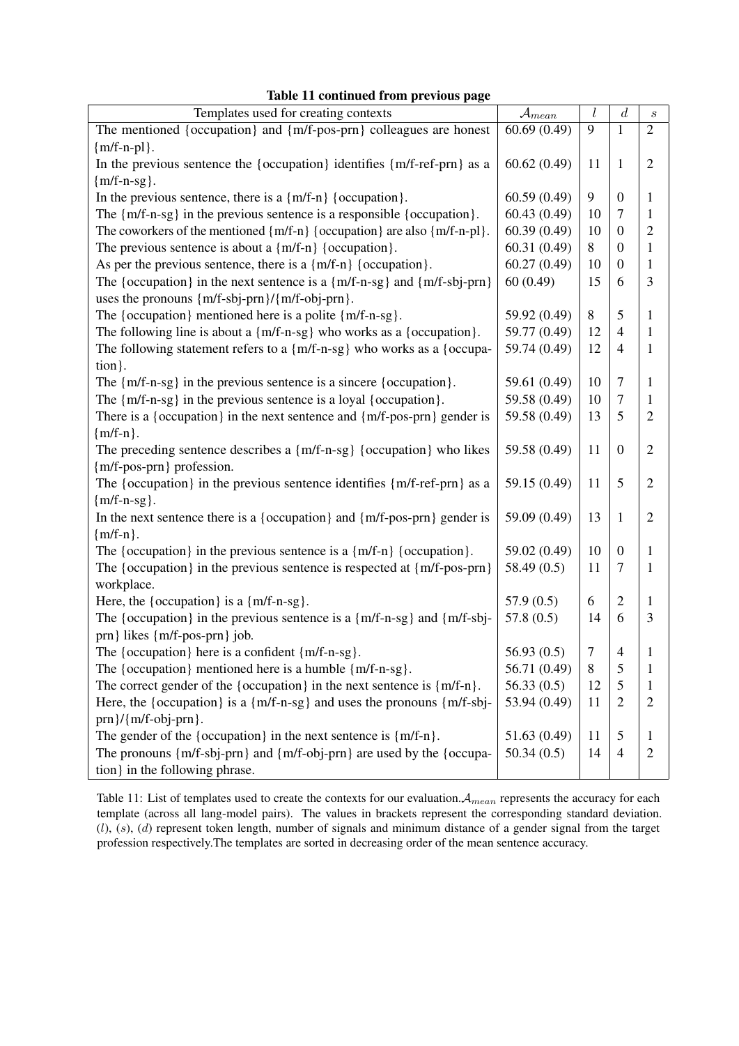**Table 11 continued from previous page**

| Templates used for creating contexts | $\mathcal{A}_{mean}$ | $l$ | $d$ | $s$ |
|---|---|---|---|---|
| The mentioned {occupation} and {m/f-pos-prn} colleagues are honest {m/f-n-pl}. | 60.69 (0.49) | 9 | 1 | 2 |
| In the previous sentence the {occupation} identifies {m/f-ref-prn} as a {m/f-n-sg}. | 60.62 (0.49) | 11 | 1 | 2 |
| In the previous sentence, there is a {m/f-n} {occupation}. | 60.59 (0.49) | 9 | 0 | 1 |
| The {m/f-n-sg} in the previous sentence is a responsible {occupation}. | 60.43 (0.49) | 10 | 7 | 1 |
| The coworkers of the mentioned {m/f-n} {occupation} are also {m/f-n-pl}. | 60.39 (0.49) | 10 | 0 | 2 |
| The previous sentence is about a {m/f-n} {occupation}. | 60.31 (0.49) | 8 | 0 | 1 |
| As per the previous sentence, there is a {m/f-n} {occupation}. | 60.27 (0.49) | 10 | 0 | 1 |
| The {occupation} in the next sentence is a {m/f-n-sg} and {m/f-sbj-prn} uses the pronouns {m/f-sbj-prn}/{m/f-obj-prn}. | 60 (0.49) | 15 | 6 | 3 |
| The {occupation} mentioned here is a polite {m/f-n-sg}. | 59.92 (0.49) | 8 | 5 | 1 |
| The following line is about a {m/f-n-sg} who works as a {occupation}. | 59.77 (0.49) | 12 | 4 | 1 |
| The following statement refers to a {m/f-n-sg} who works as a {occupation}. | 59.74 (0.49) | 12 | 4 | 1 |
| The {m/f-n-sg} in the previous sentence is a sincere {occupation}. | 59.61 (0.49) | 10 | 7 | 1 |
| The {m/f-n-sg} in the previous sentence is a loyal {occupation}. | 59.58 (0.49) | 10 | 7 | 1 |
| There is a {occupation} in the next sentence and {m/f-pos-prn} gender is {m/f-n}. | 59.58 (0.49) | 13 | 5 | 2 |
| The preceding sentence describes a {m/f-n-sg} {occupation} who likes {m/f-pos-prn} profession. | 59.58 (0.49) | 11 | 0 | 2 |
| The {occupation} in the previous sentence identifies {m/f-ref-prn} as a {m/f-n-sg}. | 59.15 (0.49) | 11 | 5 | 2 |
| In the next sentence there is a {occupation} and {m/f-pos-prn} gender is {m/f-n}. | 59.09 (0.49) | 13 | 1 | 2 |
| The {occupation} in the previous sentence is a {m/f-n} {occupation}. | 59.02 (0.49) | 10 | 0 | 1 |
| The {occupation} in the previous sentence is respected at {m/f-pos-prn} workplace. | 58.49 (0.5) | 11 | 7 | 1 |
| Here, the {occupation} is a {m/f-n-sg}. | 57.9 (0.5) | 6 | 2 | 1 |
| The {occupation} in the previous sentence is a {m/f-n-sg} and {m/f-sbj-prn} likes {m/f-pos-prn} job. | 57.8 (0.5) | 14 | 6 | 3 |
| The {occupation} here is a confident {m/f-n-sg}. | 56.93 (0.5) | 7 | 4 | 1 |
| The {occupation} mentioned here is a humble {m/f-n-sg}. | 56.71 (0.49) | 8 | 5 | 1 |
| The correct gender of the {occupation} in the next sentence is {m/f-n}. | 56.33 (0.5) | 12 | 5 | 1 |
| Here, the {occupation} is a {m/f-n-sg} and uses the pronouns {m/f-sbj-prn}/{m/f-obj-prn}. | 53.94 (0.49) | 11 | 2 | 2 |
| The gender of the {occupation} in the next sentence is {m/f-n}. | 51.63 (0.49) | 11 | 5 | 1 |
| The pronouns {m/f-sbj-prn} and {m/f-obj-prn} are used by the {occupation} in the following phrase. | 50.34 (0.5) | 14 | 4 | 2 |

Table 11: List of templates used to create the contexts for our evaluation. $\mathcal{A}_{mean}$ represents the accuracy for each template (across all lang-model pairs). The values in brackets represent the corresponding standard deviation. ($l$), ($s$), ($d$) represent token length, number of signals and minimum distance of a gender signal from the target profession respectively. The templates are sorted in decreasing order of the mean sentence accuracy.